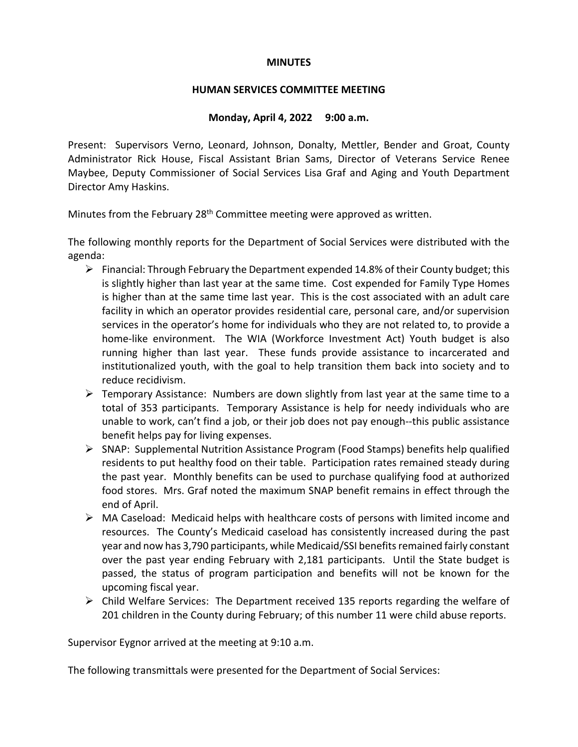# MINUTES

## HUMAN SERVICES COMMITTEE MEETING

### Monday, April 4, 2022 9:00 a.m.

Present: Supervisors Verno, Leonard, Johnson, Donalty, Mettler, Bender and Groat, County Administrator Rick House, Fiscal Assistant Brian Sams, Director of Veterans Service Renee Maybee, Deputy Commissioner of Social Services Lisa Graf and Aging and Youth Department Director Amy Haskins.

Minutes from the February 28th Committee meeting were approved as written.

The following monthly reports for the Department of Social Services were distributed with the agenda:

- Financial: Through February the Department expended 14.8% of their County budget; this is slightly higher than last year at the same time. Cost expended for Family Type Homes is higher than at the same time last year. This is the cost associated with an adult care facility in which an operator provides residential care, personal care, and/or supervision services in the operator's home for individuals who they are not related to, to provide a home-like environment. The WIA (Workforce Investment Act) Youth budget is also running higher than last year. These funds provide assistance to incarcerated and institutionalized youth, with the goal to help transition them back into society and to reduce recidivism.
- Temporary Assistance: Numbers are down slightly from last year at the same time to a total of 353 participants. Temporary Assistance is help for needy individuals who are unable to work, can't find a job, or their job does not pay enough--this public assistance benefit helps pay for living expenses.
- SNAP: Supplemental Nutrition Assistance Program (Food Stamps) benefits help qualified residents to put healthy food on their table. Participation rates remained steady during the past year. Monthly benefits can be used to purchase qualifying food at authorized food stores. Mrs. Graf noted the maximum SNAP benefit remains in effect through the end of April.
- MA Caseload: Medicaid helps with healthcare costs of persons with limited income and resources. The County's Medicaid caseload has consistently increased during the past year and now has 3,790 participants, while Medicaid/SSI benefits remained fairly constant over the past year ending February with 2,181 participants. Until the State budget is passed, the status of program participation and benefits will not be known for the upcoming fiscal year.
- Child Welfare Services: The Department received 135 reports regarding the welfare of 201 children in the County during February; of this number 11 were child abuse reports.

Supervisor Eygnor arrived at the meeting at 9:10 a.m.

The following transmittals were presented for the Department of Social Services: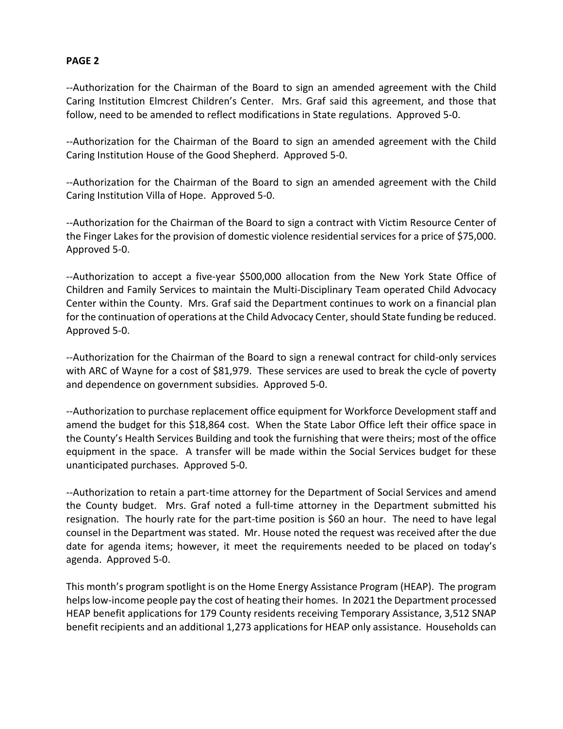**PAGE 2**

--Authorization for the Chairman of the Board to sign an amended agreement with the Child Caring Institution Elmcrest Children's Center. Mrs. Graf said this agreement, and those that follow, need to be amended to reflect modifications in State regulations. Approved 5-0.

--Authorization for the Chairman of the Board to sign an amended agreement with the Child Caring Institution House of the Good Shepherd. Approved 5-0.

--Authorization for the Chairman of the Board to sign an amended agreement with the Child Caring Institution Villa of Hope. Approved 5-0.

--Authorization for the Chairman of the Board to sign a contract with Victim Resource Center of the Finger Lakes for the provision of domestic violence residential services for a price of $75,000. Approved 5-0.

--Authorization to accept a five-year $500,000 allocation from the New York State Office of Children and Family Services to maintain the Multi-Disciplinary Team operated Child Advocacy Center within the County. Mrs. Graf said the Department continues to work on a financial plan for the continuation of operations at the Child Advocacy Center, should State funding be reduced. Approved 5-0.

--Authorization for the Chairman of the Board to sign a renewal contract for child-only services with ARC of Wayne for a cost of $81,979. These services are used to break the cycle of poverty and dependence on government subsidies. Approved 5-0.

--Authorization to purchase replacement office equipment for Workforce Development staff and amend the budget for this $18,864 cost. When the State Labor Office left their office space in the County's Health Services Building and took the furnishing that were theirs; most of the office equipment in the space. A transfer will be made within the Social Services budget for these unanticipated purchases. Approved 5-0.

--Authorization to retain a part-time attorney for the Department of Social Services and amend the County budget. Mrs. Graf noted a full-time attorney in the Department submitted his resignation. The hourly rate for the part-time position is $60 an hour. The need to have legal counsel in the Department was stated. Mr. House noted the request was received after the due date for agenda items; however, it meet the requirements needed to be placed on today's agenda. Approved 5-0.

This month's program spotlight is on the Home Energy Assistance Program (HEAP). The program helps low-income people pay the cost of heating their homes. In 2021 the Department processed HEAP benefit applications for 179 County residents receiving Temporary Assistance, 3,512 SNAP benefit recipients and an additional 1,273 applications for HEAP only assistance. Households can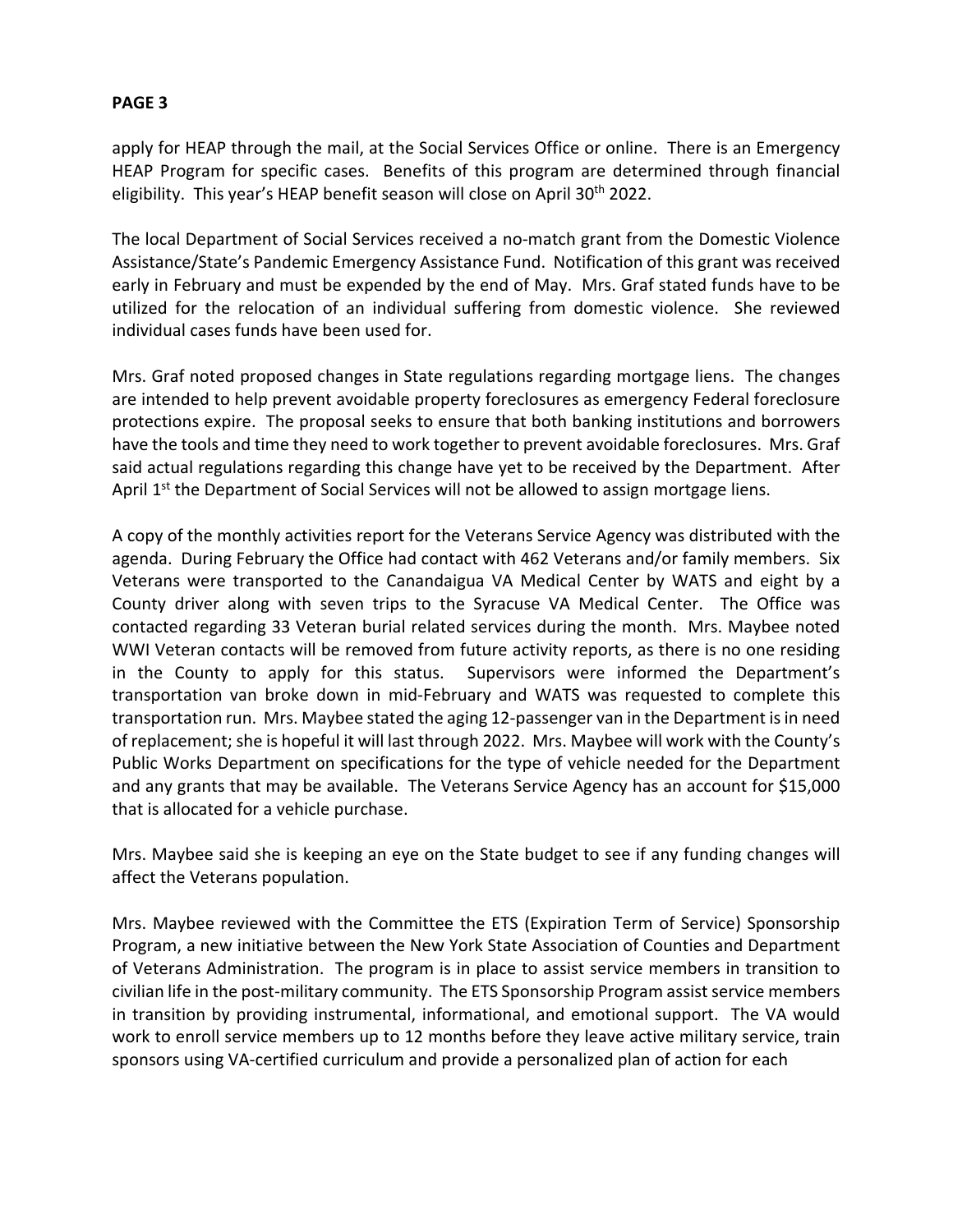apply for HEAP through the mail, at the Social Services Office or online. There is an Emergency HEAP Program for specific cases. Benefits of this program are determined through financial eligibility. This year's HEAP benefit season will close on April 30th 2022.

The local Department of Social Services received a no-match grant from the Domestic Violence Assistance/State's Pandemic Emergency Assistance Fund. Notification of this grant was received early in February and must be expended by the end of May. Mrs. Graf stated funds have to be utilized for the relocation of an individual suffering from domestic violence. She reviewed individual cases funds have been used for.

Mrs. Graf noted proposed changes in State regulations regarding mortgage liens. The changes are intended to help prevent avoidable property foreclosures as emergency Federal foreclosure protections expire. The proposal seeks to ensure that both banking institutions and borrowers have the tools and time they need to work together to prevent avoidable foreclosures. Mrs. Graf said actual regulations regarding this change have yet to be received by the Department. After April 1st the Department of Social Services will not be allowed to assign mortgage liens.

A copy of the monthly activities report for the Veterans Service Agency was distributed with the agenda. During February the Office had contact with 462 Veterans and/or family members. Six Veterans were transported to the Canandaigua VA Medical Center by WATS and eight by a County driver along with seven trips to the Syracuse VA Medical Center. The Office was contacted regarding 33 Veteran burial related services during the month. Mrs. Maybee noted WWI Veteran contacts will be removed from future activity reports, as there is no one residing in the County to apply for this status. Supervisors were informed the Department's transportation van broke down in mid-February and WATS was requested to complete this transportation run. Mrs. Maybee stated the aging 12-passenger van in the Department is in need of replacement; she is hopeful it will last through 2022. Mrs. Maybee will work with the County's Public Works Department on specifications for the type of vehicle needed for the Department and any grants that may be available. The Veterans Service Agency has an account for $15,000 that is allocated for a vehicle purchase.

Mrs. Maybee said she is keeping an eye on the State budget to see if any funding changes will affect the Veterans population.

Mrs. Maybee reviewed with the Committee the ETS (Expiration Term of Service) Sponsorship Program, a new initiative between the New York State Association of Counties and Department of Veterans Administration. The program is in place to assist service members in transition to civilian life in the post-military community. The ETS Sponsorship Program assist service members in transition by providing instrumental, informational, and emotional support. The VA would work to enroll service members up to 12 months before they leave active military service, train sponsors using VA-certified curriculum and provide a personalized plan of action for each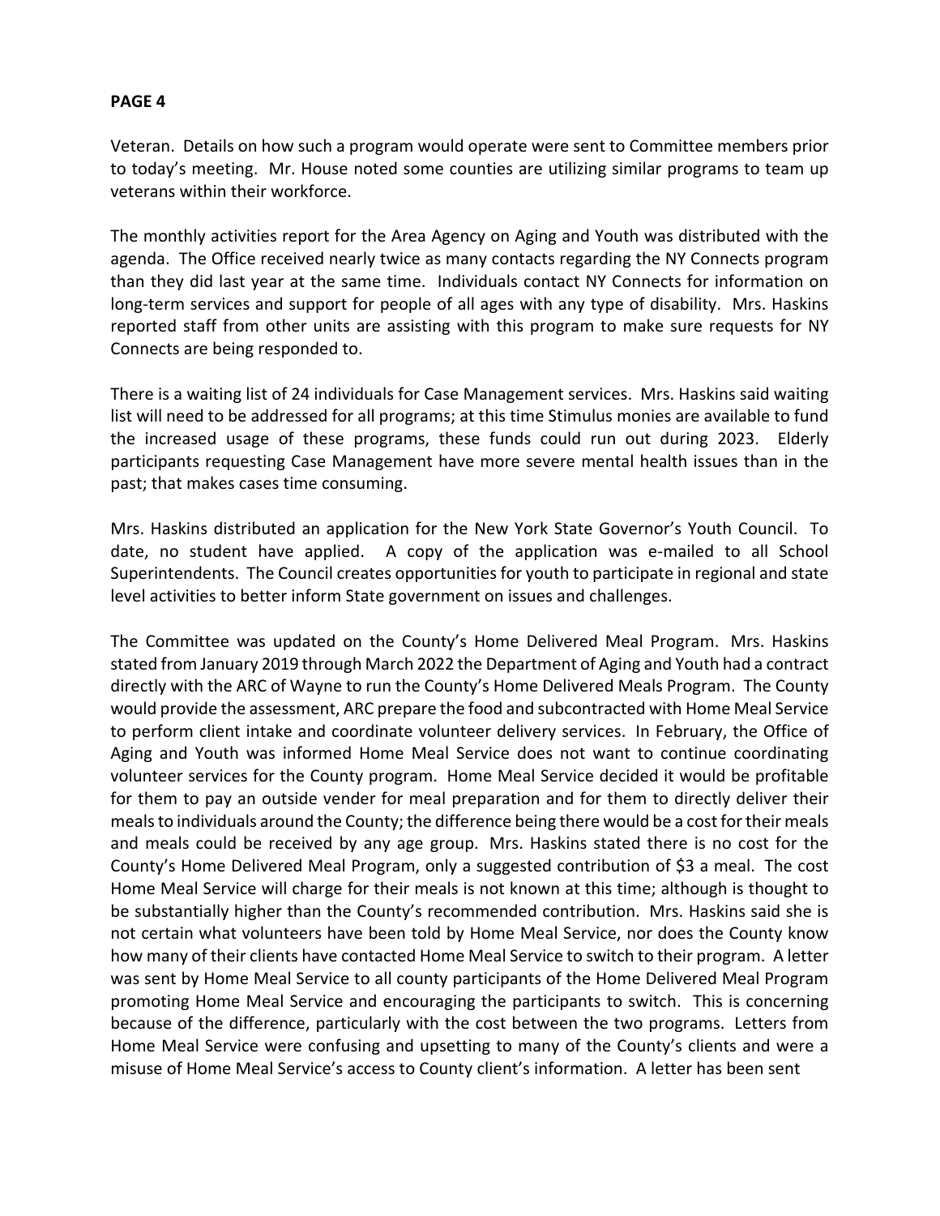Veteran. Details on how such a program would operate were sent to Committee members prior to today's meeting. Mr. House noted some counties are utilizing similar programs to team up veterans within their workforce.

The monthly activities report for the Area Agency on Aging and Youth was distributed with the agenda. The Office received nearly twice as many contacts regarding the NY Connects program than they did last year at the same time. Individuals contact NY Connects for information on long-term services and support for people of all ages with any type of disability. Mrs. Haskins reported staff from other units are assisting with this program to make sure requests for NY Connects are being responded to.

There is a waiting list of 24 individuals for Case Management services. Mrs. Haskins said waiting list will need to be addressed for all programs; at this time Stimulus monies are available to fund the increased usage of these programs, these funds could run out during 2023. Elderly participants requesting Case Management have more severe mental health issues than in the past; that makes cases time consuming.

Mrs. Haskins distributed an application for the New York State Governor's Youth Council. To date, no student have applied. A copy of the application was e-mailed to all School Superintendents. The Council creates opportunities for youth to participate in regional and state level activities to better inform State government on issues and challenges.

The Committee was updated on the County's Home Delivered Meal Program. Mrs. Haskins stated from January 2019 through March 2022 the Department of Aging and Youth had a contract directly with the ARC of Wayne to run the County's Home Delivered Meals Program. The County would provide the assessment, ARC prepare the food and subcontracted with Home Meal Service to perform client intake and coordinate volunteer delivery services. In February, the Office of Aging and Youth was informed Home Meal Service does not want to continue coordinating volunteer services for the County program. Home Meal Service decided it would be profitable for them to pay an outside vender for meal preparation and for them to directly deliver their meals to individuals around the County; the difference being there would be a cost for their meals and meals could be received by any age group. Mrs. Haskins stated there is no cost for the County's Home Delivered Meal Program, only a suggested contribution of $3 a meal. The cost Home Meal Service will charge for their meals is not known at this time; although is thought to be substantially higher than the County's recommended contribution. Mrs. Haskins said she is not certain what volunteers have been told by Home Meal Service, nor does the County know how many of their clients have contacted Home Meal Service to switch to their program. A letter was sent by Home Meal Service to all county participants of the Home Delivered Meal Program promoting Home Meal Service and encouraging the participants to switch. This is concerning because of the difference, particularly with the cost between the two programs. Letters from Home Meal Service were confusing and upsetting to many of the County's clients and were a misuse of Home Meal Service's access to County client's information. A letter has been sent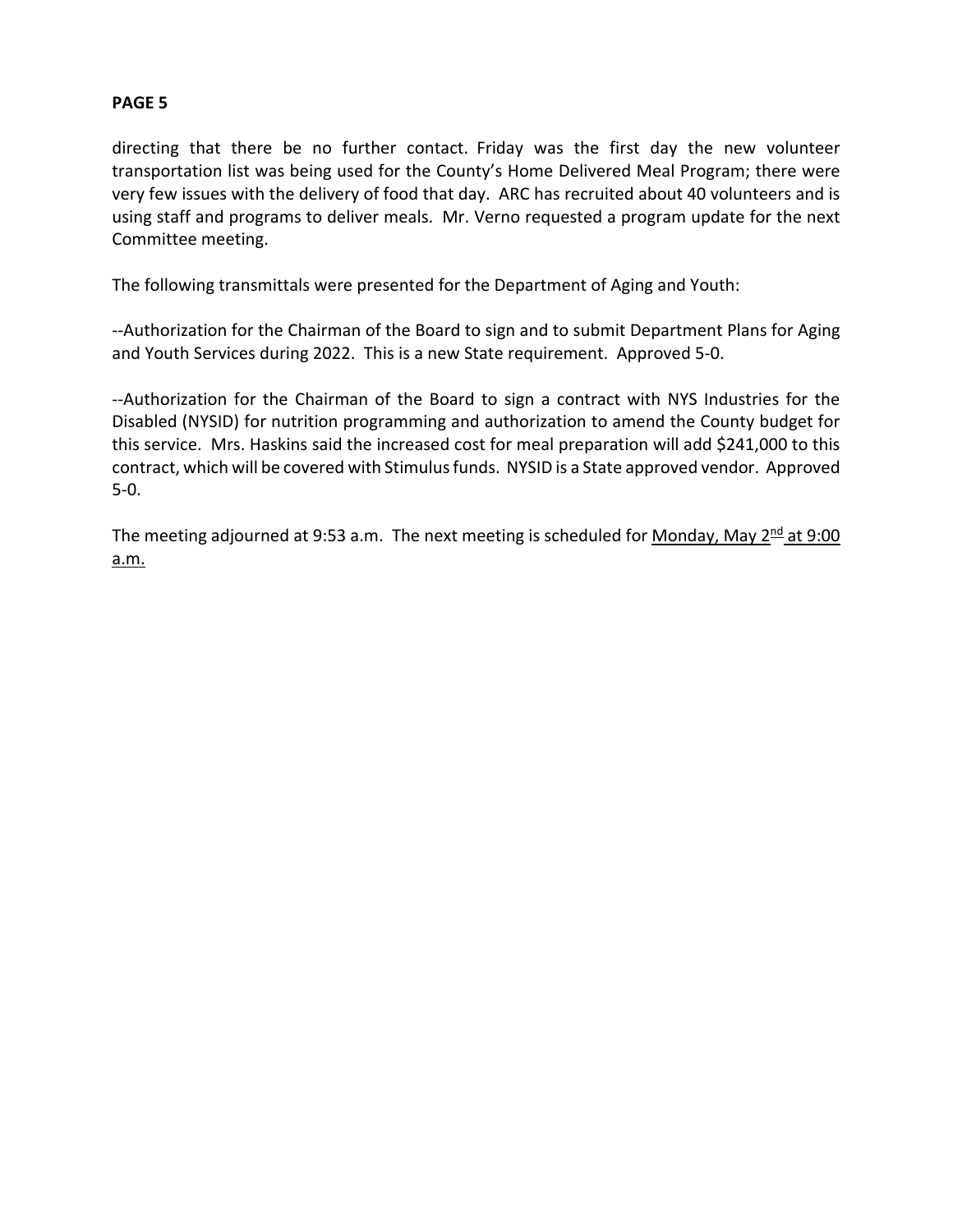directing that there be no further contact. Friday was the first day the new volunteer transportation list was being used for the County's Home Delivered Meal Program; there were very few issues with the delivery of food that day. ARC has recruited about 40 volunteers and is using staff and programs to deliver meals. Mr. Verno requested a program update for the next Committee meeting.

The following transmittals were presented for the Department of Aging and Youth:

--Authorization for the Chairman of the Board to sign and to submit Department Plans for Aging and Youth Services during 2022. This is a new State requirement. Approved 5-0.

--Authorization for the Chairman of the Board to sign a contract with NYS Industries for the Disabled (NYSID) for nutrition programming and authorization to amend the County budget for this service. Mrs. Haskins said the increased cost for meal preparation will add $241,000 to this contract, which will be covered with Stimulus funds. NYSID is a State approved vendor. Approved 5-0.

The meeting adjourned at 9:53 a.m. The next meeting is scheduled for Monday, May 2nd at 9:00 a.m.